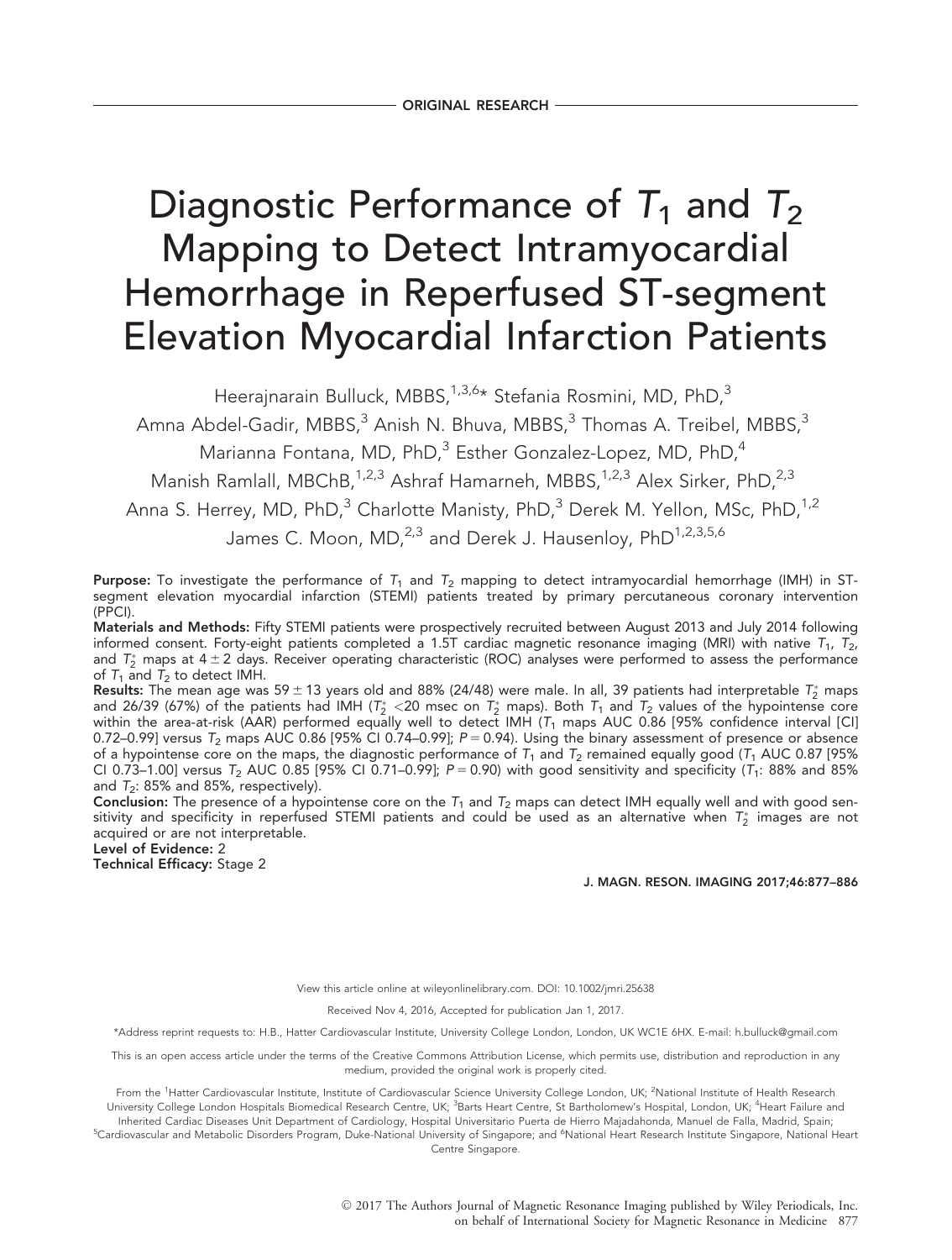ORIGINAL RESEARCH

# Diagnostic Performance of $T_1$ and $T_2$ Mapping to Detect Intramyocardial Hemorrhage in Reperfused ST-segment Elevation Myocardial Infarction Patients

Heerajnarain Bulluck, MBBS,[1,3,6]* Stefania Rosmini, MD, PhD,[3] Amna Abdel-Gadir, MBBS,[3] Anish N. Bhuva, MBBS,[3] Thomas A. Treibel, MBBS,[3] Marianna Fontana, MD, PhD,[3] Esther Gonzalez-Lopez, MD, PhD,[4] Manish Ramlall, MBChB,[1,2,3] Ashraf Hamarneh, MBBS,[1,2,3] Alex Sirker, PhD,[2,3] Anna S. Herrey, MD, PhD,[3] Charlotte Manisty, PhD,[3] Derek M. Yellon, MSc, PhD,[1,2] James C. Moon, MD,[2,3] and Derek J. Hausenloy, PhD[1,2,3,5,6]

**Purpose:** To investigate the performance of $T_1$ and $T_2$ mapping to detect intramyocardial hemorrhage (IMH) in ST-segment elevation myocardial infarction (STEMI) patients treated by primary percutaneous coronary intervention (PPCI).

**Materials and Methods:** Fifty STEMI patients were prospectively recruited between August 2013 and July 2014 following informed consent. Forty-eight patients completed a 1.5T cardiac magnetic resonance imaging (MRI) with native $T_1$, $T_2$, and $T_2^*$ maps at $4 \pm 2$ days. Receiver operating characteristic (ROC) analyses were performed to assess the performance of $T_1$ and $T_2$ to detect IMH.

**Results:** The mean age was $59 \pm 13$ years old and 88% (24/48) were male. In all, 39 patients had interpretable $T_2^*$ maps and 26/39 (67%) of the patients had IMH ($T_2^*$ <20 msec on $T_2^*$ maps). Both $T_1$ and $T_2$ values of the hypointense core within the area-at-risk (AAR) performed equally well to detect IMH ($T_1$ maps AUC 0.86 [95% confidence interval [CI] 0.72–0.99] versus $T_2$ maps AUC 0.86 [95% CI 0.74–0.99]; $P = 0.94$). Using the binary assessment of presence or absence of a hypointense core on the maps, the diagnostic performance of $T_1$ and $T_2$ remained equally good ($T_1$ AUC 0.87 [95% CI 0.73–1.00] versus $T_2$ AUC 0.85 [95% CI 0.71–0.99]; $P = 0.90$) with good sensitivity and specificity ($T_1$: 88% and 85% and $T_2$: 85% and 85%, respectively).

**Conclusion:** The presence of a hypointense core on the $T_1$ and $T_2$ maps can detect IMH equally well and with good sensitivity and specificity in reperfused STEMI patients and could be used as an alternative when $T_2^*$ images are not acquired or are not interpretable.

**Level of Evidence:** 2

**Technical Efficacy:** Stage 2

J. MAGN. RESON. IMAGING 2017;46:877–886

View this article online at wileyonlinelibrary.com. DOI: 10.1002/jmri.25638

Received Nov 4, 2016, Accepted for publication Jan 1, 2017.

*Address reprint requests to: H.B., Hatter Cardiovascular Institute, University College London, London, UK WC1E 6HX. E-mail: h.bulluck@gmail.com

This is an open access article under the terms of the Creative Commons Attribution License, which permits use, distribution and reproduction in any medium, provided the original work is properly cited.

From the [1]Hatter Cardiovascular Institute, Institute of Cardiovascular Science University College London, UK; [2]National Institute of Health Research University College London Hospitals Biomedical Research Centre, UK; [3]Barts Heart Centre, St Bartholomew's Hospital, London, UK; [4]Heart Failure and Inherited Cardiac Diseases Unit Department of Cardiology, Hospital Universitario Puerta de Hierro Majadahonda, Manuel de Falla, Madrid, Spain; [5]Cardiovascular and Metabolic Disorders Program, Duke-National University of Singapore; and [6]National Heart Research Institute Singapore, National Heart Centre Singapore.

© 2017 The Authors Journal of Magnetic Resonance Imaging published by Wiley Periodicals, Inc. on behalf of International Society for Magnetic Resonance in Medicine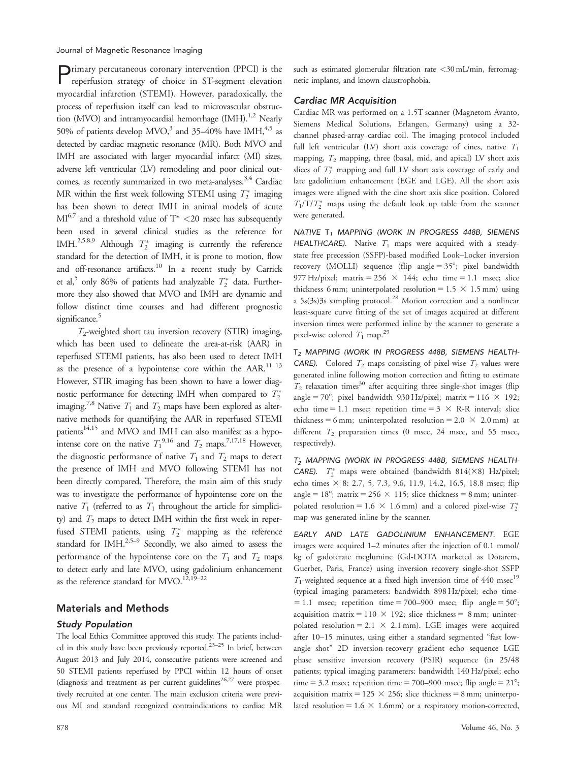Primary percutaneous coronary intervention (PPCI) is the reperfusion strategy of choice in ST-segment elevation myocardial infarction (STEMI). However, paradoxically, the process of reperfusion itself can lead to microvascular obstruction (MVO) and intramyocardial hemorrhage (IMH).[1,2] Nearly 50% of patients develop MVO,[3] and 35–40% have IMH,[4,5] as detected by cardiac magnetic resonance (MR). Both MVO and IMH are associated with larger myocardial infarct (MI) sizes, adverse left ventricular (LV) remodeling and poor clinical outcomes, as recently summarized in two meta-analyses.[3,4] Cardiac MR within the first week following STEMI using $T_2^*$ imaging has been shown to detect IMH in animal models of acute MI[6,7] and a threshold value of T* <20 msec has subsequently been used in several clinical studies as the reference for IMH.[2,5,8,9] Although $T_2^*$ imaging is currently the reference standard for the detection of IMH, it is prone to motion, flow and off-resonance artifacts.[10] In a recent study by Carrick et al,[5] only 86% of patients had analyzable $T_2^*$ data. Furthermore they also showed that MVO and IMH are dynamic and follow distinct time courses and had different prognostic significance.[5]

$T_2$-weighted short tau inversion recovery (STIR) imaging, which has been used to delineate the area-at-risk (AAR) in reperfused STEMI patients, has also been used to detect IMH as the presence of a hypointense core within the AAR.[11–13] However, STIR imaging has been shown to have a lower diagnostic performance for detecting IMH when compared to $T_2^*$ imaging.[7,8] Native $T_1$ and $T_2$ maps have been explored as alternative methods for quantifying the AAR in reperfused STEMI patients[14,15] and MVO and IMH can also manifest as a hypointense core on the native $T_1$[9,16] and $T_2$ maps.[7,17,18] However, the diagnostic performance of native $T_1$ and $T_2$ maps to detect the presence of IMH and MVO following STEMI has not been directly compared. Therefore, the main aim of this study was to investigate the performance of hypointense core on the native $T_1$ (referred to as $T_1$ throughout the article for simplicity) and $T_2$ maps to detect IMH within the first week in reperfused STEMI patients, using $T_2^*$ mapping as the reference standard for IMH.[2,5–9] Secondly, we also aimed to assess the performance of the hypointense core on the $T_1$ and $T_2$ maps to detect early and late MVO, using gadolinium enhancement as the reference standard for MVO.[12,19–22]

## Materials and Methods

### Study Population

The local Ethics Committee approved this study. The patients included in this study have been previously reported.[23–25] In brief, between August 2013 and July 2014, consecutive patients were screened and 50 STEMI patients reperfused by PPCI within 12 hours of onset (diagnosis and treatment as per current guidelines[26,27] were prospectively recruited at one center. The main exclusion criteria were previous MI and standard recognized contraindications to cardiac MR such as estimated glomerular filtration rate <30 mL/min, ferromagnetic implants, and known claustrophobia.

### Cardiac MR Acquisition

Cardiac MR was performed on a 1.5T scanner (Magnetom Avanto, Siemens Medical Solutions, Erlangen, Germany) using a 32-channel phased-array cardiac coil. The imaging protocol included full left ventricular (LV) short axis coverage of cines, native $T_1$ mapping, $T_2$ mapping, three (basal, mid, and apical) LV short axis slices of $T_2^*$ mapping and full LV short axis coverage of early and late gadolinium enhancement (EGE and LGE). All the short axis images were aligned with the cine short axis slice position. Colored $T_1$/T/$T_2^*$ maps using the default look up table from the scanner were generated.

*NATIVE $T_1$ MAPPING (WORK IN PROGRESS 448B, SIEMENS HEALTHCARE).* Native $T_1$ maps were acquired with a steady-state free precession (SSFP)-based modified Look–Locker inversion recovery (MOLLI) sequence (flip angle = 35°; pixel bandwidth 977 Hz/pixel; matrix = 256 × 144; echo time = 1.1 msec; slice thickness 6 mm; uninterpolated resolution = 1.5 × 1.5 mm) using a 5s(3s)3s sampling protocol.[28] Motion correction and a nonlinear least-square curve fitting of the set of images acquired at different inversion times were performed inline by the scanner to generate a pixel-wise colored $T_1$ map.[29]

*$T_2$ MAPPING (WORK IN PROGRESS 448B, SIEMENS HEALTHCARE).* Colored $T_2$ maps consisting of pixel-wise $T_2$ values were generated inline following motion correction and fitting to estimate $T_2$ relaxation times[30] after acquiring three single-shot images (flip angle = 70°; pixel bandwidth 930 Hz/pixel; matrix = 116 × 192; echo time = 1.1 msec; repetition time = 3 × R-R interval; slice thickness = 6 mm; uninterpolated resolution = 2.0 × 2.0 mm) at different $T_2$ preparation times (0 msec, 24 msec, and 55 msec, respectively).

*$T_2^*$ MAPPING (WORK IN PROGRESS 448B, SIEMENS HEALTHCARE).* $T_2^*$ maps were obtained (bandwidth 814(×8) Hz/pixel; echo times × 8: 2.7, 5, 7.3, 9.6, 11.9, 14.2, 16.5, 18.8 msec; flip angle = 18°; matrix = 256 × 115; slice thickness = 8 mm; uninterpolated resolution = 1.6 × 1.6 mm) and a colored pixel-wise $T_2^*$ map was generated inline by the scanner.

*EARLY AND LATE GADOLINIUM ENHANCEMENT.* EGE images were acquired 1–2 minutes after the injection of 0.1 mmol/kg of gadoterate meglumine (Gd-DOTA marketed as Dotarem, Guerbet, Paris, France) using inversion recovery single-shot SSFP $T_1$-weighted sequence at a fixed high inversion time of 440 msec[19] (typical imaging parameters: bandwidth 898 Hz/pixel; echo time = 1.1 msec; repetition time = 700–900 msec; flip angle = 50°; acquisition matrix = 110 × 192; slice thickness = 8 mm; uninterpolated resolution = 2.1 × 2.1 mm). LGE images were acquired after 10–15 minutes, using either a standard segmented "fast low-angle shot" 2D inversion-recovery gradient echo sequence LGE phase sensitive inversion recovery (PSIR) sequence (in 25/48 patients; typical imaging parameters: bandwidth 140 Hz/pixel; echo time = 3.2 msec; repetition time = 700–900 msec; flip angle = 21°; acquisition matrix = 125 × 256; slice thickness = 8 mm; uninterpolated resolution = 1.6 × 1.6mm) or a respiratory motion-corrected,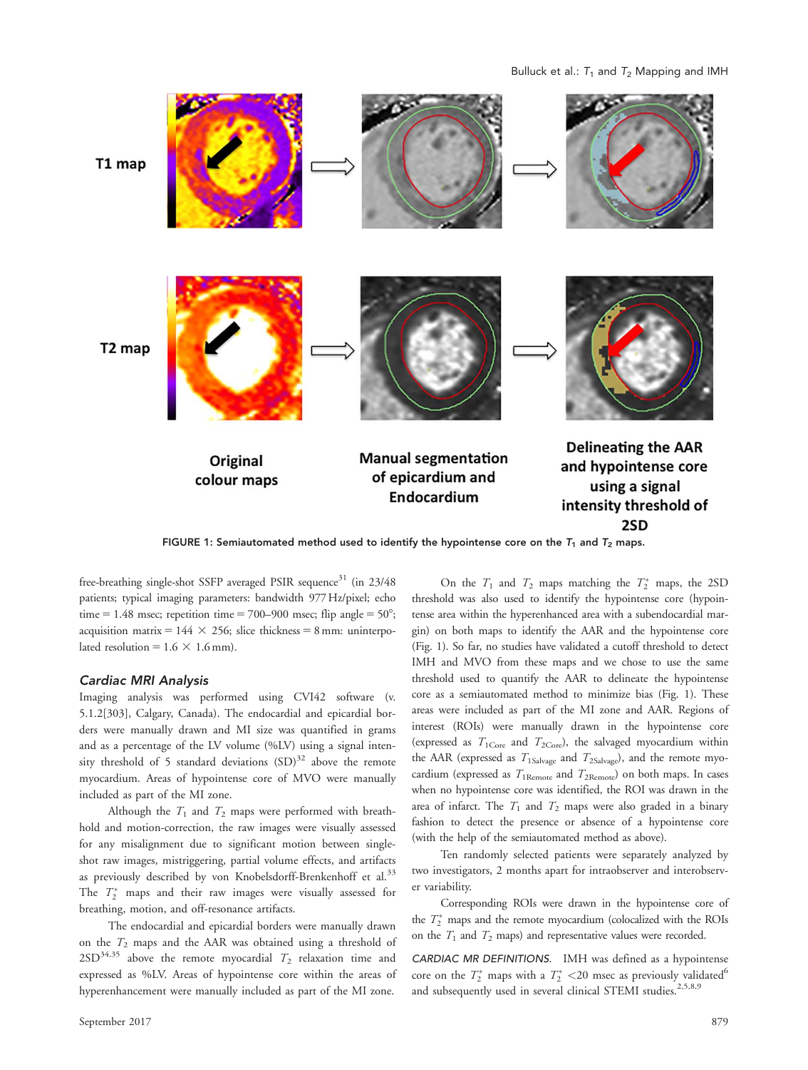FIGURE 1: Semiautomated method used to identify the hypointense core on the $T_1$ and $T_2$ maps.

free-breathing single-shot SSFP averaged PSIR sequence[31] (in 23/48 patients; typical imaging parameters: bandwidth 977 Hz/pixel; echo time = 1.48 msec; repetition time = 700–900 msec; flip angle = 50°; acquisition matrix = 144 × 256; slice thickness = 8 mm: uninterpolated resolution = 1.6 × 1.6 mm).

### Cardiac MRI Analysis

Imaging analysis was performed using CVI42 software (v. 5.1.2[303], Calgary, Canada). The endocardial and epicardial borders were manually drawn and MI size was quantified in grams and as a percentage of the LV volume (%LV) using a signal intensity threshold of 5 standard deviations (SD)[32] above the remote myocardium. Areas of hypointense core of MVO were manually included as part of the MI zone.

Although the $T_1$ and $T_2$ maps were performed with breath-hold and motion-correction, the raw images were visually assessed for any misalignment due to significant motion between single-shot raw images, mistriggering, partial volume effects, and artifacts as previously described by von Knobelsdorff-Brenkenhoff et al.[33] The $T_2^*$ maps and their raw images were visually assessed for breathing, motion, and off-resonance artifacts.

The endocardial and epicardial borders were manually drawn on the $T_2$ maps and the AAR was obtained using a threshold of 2SD[34,35] above the remote myocardial $T_2$ relaxation time and expressed as %LV. Areas of hypointense core within the areas of hyperenhancement were manually included as part of the MI zone.

On the $T_1$ and $T_2$ maps matching the $T_2^*$ maps, the 2SD threshold was also used to identify the hypointense core (hypointense area within the hyperenhanced area with a subendocardial margin) on both maps to identify the AAR and the hypointense core (Fig. 1). So far, no studies have validated a cutoff threshold to detect IMH and MVO from these maps and we chose to use the same threshold used to quantify the AAR to delineate the hypointense core as a semiautomated method to minimize bias (Fig. 1). These areas were included as part of the MI zone and AAR. Regions of interest (ROIs) were manually drawn in the hypointense core (expressed as $T_{1\text{Core}}$ and $T_{2\text{Core}}$), the salvaged myocardium within the AAR (expressed as $T_{1\text{Salvage}}$ and $T_{2\text{Salvage}}$), and the remote myocardium (expressed as $T_{1\text{Remote}}$ and $T_{2\text{Remote}}$) on both maps. In cases when no hypointense core was identified, the ROI was drawn in the area of infarct. The $T_1$ and $T_2$ maps were also graded in a binary fashion to detect the presence or absence of a hypointense core (with the help of the semiautomated method as above).

Ten randomly selected patients were separately analyzed by two investigators, 2 months apart for intraobserver and interobserver variability.

Corresponding ROIs were drawn in the hypointense core of the $T_2^*$ maps and the remote myocardium (colocalized with the ROIs on the $T_1$ and $T_2$ maps) and representative values were recorded.

CARDIAC MR DEFINITIONS. IMH was defined as a hypointense core on the $T_2^*$ maps with a $T_2^* < 20$ msec as previously validated[6] and subsequently used in several clinical STEMI studies.[2,5,8,9]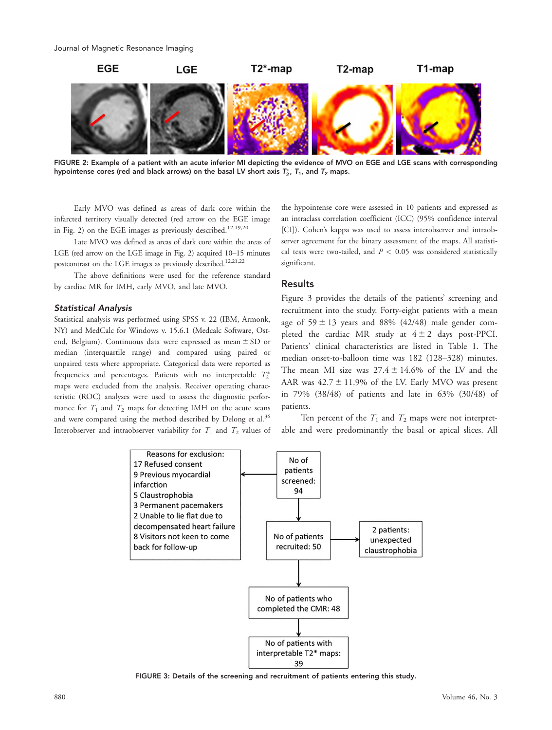FIGURE 2: Example of a patient with an acute inferior MI depicting the evidence of MVO on EGE and LGE scans with corresponding hypointense cores (red and black arrows) on the basal LV short axis $T_2^*$, $T_1$, and $T_2$ maps.

Early MVO was defined as areas of dark core within the infarcted territory visually detected (red arrow on the EGE image in Fig. 2) on the EGE images as previously described.[12,19,20]

Late MVO was defined as areas of dark core within the areas of LGE (red arrow on the LGE image in Fig. 2) acquired 10–15 minutes postcontrast on the LGE images as previously described.[12,21,22]

The above definitions were used for the reference standard by cardiac MR for IMH, early MVO, and late MVO.

### Statistical Analysis

Statistical analysis was performed using SPSS v. 22 (IBM, Armonk, NY) and MedCalc for Windows v. 15.6.1 (Medcalc Software, Ostend, Belgium). Continuous data were expressed as mean ± SD or median (interquartile range) and compared using paired or unpaired tests where appropriate. Categorical data were reported as frequencies and percentages. Patients with no interpretable $T_2^*$ maps were excluded from the analysis. Receiver operating characteristic (ROC) analyses were used to assess the diagnostic performance for $T_1$ and $T_2$ maps for detecting IMH on the acute scans and were compared using the method described by Delong et al.[36] Interobserver and intraobserver variability for $T_1$ and $T_2$ values of the hypointense core were assessed in 10 patients and expressed as an intraclass correlation coefficient (ICC) (95% confidence interval [CI]). Cohen's kappa was used to assess interobserver and intraobserver agreement for the binary assessment of the maps. All statistical tests were two-tailed, and $P < 0.05$ was considered statistically significant.

## Results

Figure 3 provides the details of the patients' screening and recruitment into the study. Forty-eight patients with a mean age of 59 ± 13 years and 88% (42/48) male gender completed the cardiac MR study at 4 ± 2 days post-PPCI. Patients' clinical characteristics are listed in Table 1. The median onset-to-balloon time was 182 (128–328) minutes. The mean MI size was 27.4 ± 14.6% of the LV and the AAR was 42.7 ± 11.9% of the LV. Early MVO was present in 79% (38/48) of patients and late in 63% (30/48) of patients.

Ten percent of the $T_1$ and $T_2$ maps were not interpretable and were predominantly the basal or apical slices. All

Reasons for exclusion:
17 Refused consent
9 Previous myocardial infarction
5 Claustrophobia
3 Permanent pacemakers
2 Unable to lie flat due to decompensated heart failure
8 Visitors not keen to come back for follow-up

No of patients screened: 94

No of patients recruited: 50

2 patients: unexpected claustrophobia

No of patients who completed the CMR: 48

No of patients with interpretable T2* maps: 39

FIGURE 3: Details of the screening and recruitment of patients entering this study.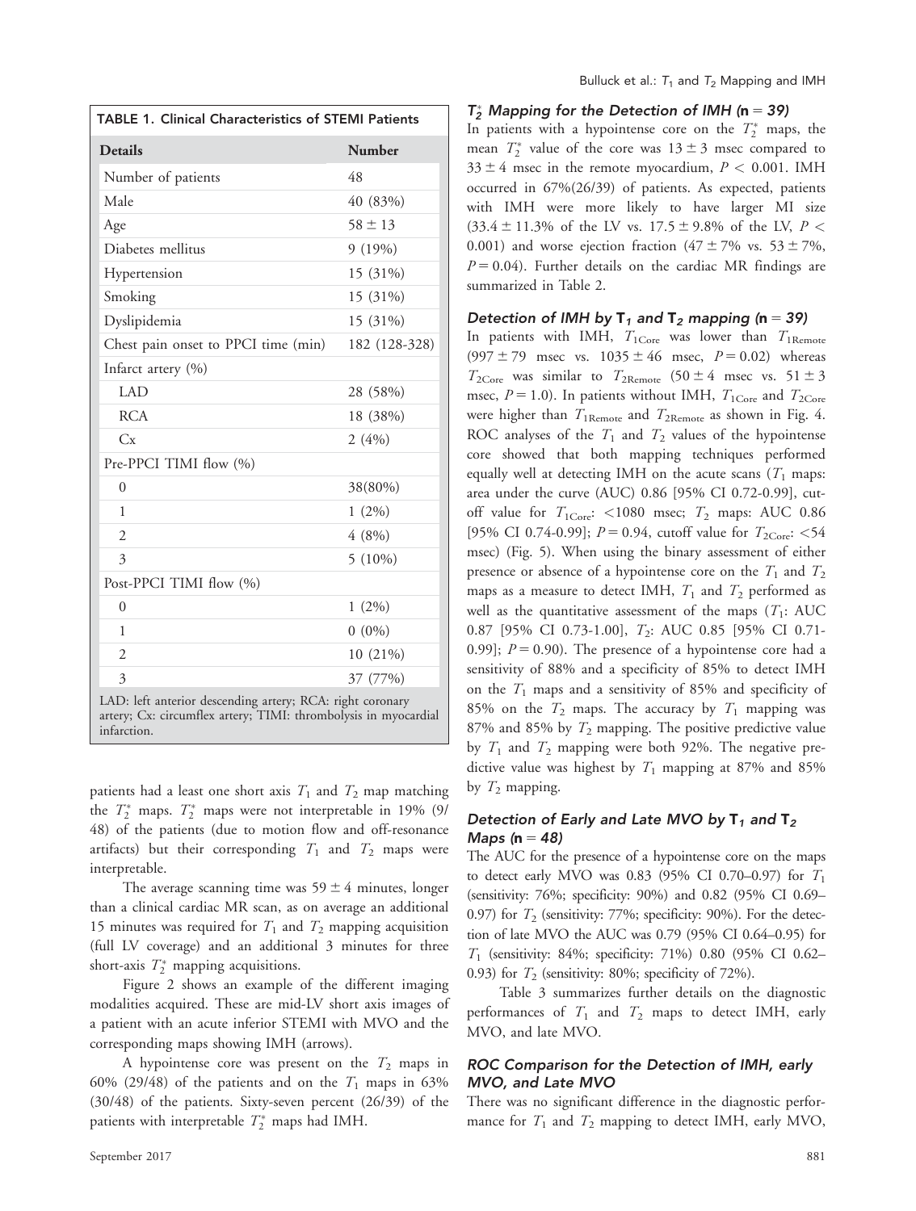TABLE 1. Clinical Characteristics of STEMI Patients

| Details | Number |
|---|---|
| Number of patients | 48 |
| Male | 40 (83%) |
| Age | 58 ± 13 |
| Diabetes mellitus | 9 (19%) |
| Hypertension | 15 (31%) |
| Smoking | 15 (31%) |
| Dyslipidemia | 15 (31%) |
| Chest pain onset to PPCI time (min) | 182 (128-328) |
| Infarct artery (%) | |
| LAD | 28 (58%) |
| RCA | 18 (38%) |
| Cx | 2 (4%) |
| Pre-PPCI TIMI flow (%) | |
| 0 | 38(80%) |
| 1 | 1 (2%) |
| 2 | 4 (8%) |
| 3 | 5 (10%) |
| Post-PPCI TIMI flow (%) | |
| 0 | 1 (2%) |
| 1 | 0 (0%) |
| 2 | 10 (21%) |
| 3 | 37 (77%) |

LAD: left anterior descending artery; RCA: right coronary artery; Cx: circumflex artery; TIMI: thrombolysis in myocardial infarction.

patients had a least one short axis $T_1$ and $T_2$ map matching the $T_2^*$ maps. $T_2^*$ maps were not interpretable in 19% (9/48) of the patients (due to motion flow and off-resonance artifacts) but their corresponding $T_1$ and $T_2$ maps were interpretable.

The average scanning time was 59 ± 4 minutes, longer than a clinical cardiac MR scan, as on average an additional 15 minutes was required for $T_1$ and $T_2$ mapping acquisition (full LV coverage) and an additional 3 minutes for three short-axis $T_2^*$ mapping acquisitions.

Figure 2 shows an example of the different imaging modalities acquired. These are mid-LV short axis images of a patient with an acute inferior STEMI with MVO and the corresponding maps showing IMH (arrows).

A hypointense core was present on the $T_2$ maps in 60% (29/48) of the patients and on the $T_1$ maps in 63% (30/48) of the patients. Sixty-seven percent (26/39) of the patients with interpretable $T_2^*$ maps had IMH.

### $T_2^*$ Mapping for the Detection of IMH (n = 39)

In patients with a hypointense core on the $T_2^*$ maps, the mean $T_2^*$ value of the core was 13 ± 3 msec compared to 33 ± 4 msec in the remote myocardium, $P < 0.001$. IMH occurred in 67%(26/39) of patients. As expected, patients with IMH were more likely to have larger MI size (33.4 ± 11.3% of the LV vs. 17.5 ± 9.8% of the LV, $P < 0.001$) and worse ejection fraction (47 ± 7% vs. 53 ± 7%, $P = 0.04$). Further details on the cardiac MR findings are summarized in Table 2.

### Detection of IMH by $T_1$ and $T_2$ mapping (n = 39)

In patients with IMH, $T_{1\text{Core}}$ was lower than $T_{1\text{Remote}}$ (997 ± 79 msec vs. 1035 ± 46 msec, $P = 0.02$) whereas $T_{2\text{Core}}$ was similar to $T_{2\text{Remote}}$ (50 ± 4 msec vs. 51 ± 3 msec, $P = 1.0$). In patients without IMH, $T_{1\text{Core}}$ and $T_{2\text{Core}}$ were higher than $T_{1\text{Remote}}$ and $T_{2\text{Remote}}$ as shown in Fig. 4. ROC analyses of the $T_1$ and $T_2$ values of the hypointense core showed that both mapping techniques performed equally well at detecting IMH on the acute scans ($T_1$ maps: area under the curve (AUC) 0.86 [95% CI 0.72-0.99], cutoff value for $T_{1\text{Core}}$: <1080 msec; $T_2$ maps: AUC 0.86 [95% CI 0.74-0.99]; $P = 0.94$, cutoff value for $T_{2\text{Core}}$: <54 msec) (Fig. 5). When using the binary assessment of either presence or absence of a hypointense core on the $T_1$ and $T_2$ maps as a measure to detect IMH, $T_1$ and $T_2$ performed as well as the quantitative assessment of the maps ($T_1$: AUC 0.87 [95% CI 0.73-1.00], $T_2$: AUC 0.85 [95% CI 0.71-0.99]; $P = 0.90$). The presence of a hypointense core had a sensitivity of 88% and a specificity of 85% to detect IMH on the $T_1$ maps and a sensitivity of 85% and specificity of 85% on the $T_2$ maps. The accuracy by $T_1$ mapping was 87% and 85% by $T_2$ mapping. The positive predictive value by $T_1$ and $T_2$ mapping were both 92%. The negative predictive value was highest by $T_1$ mapping at 87% and 85% by $T_2$ mapping.

### Detection of Early and Late MVO by $T_1$ and $T_2$ Maps (n = 48)

The AUC for the presence of a hypointense core on the maps to detect early MVO was 0.83 (95% CI 0.70–0.97) for $T_1$ (sensitivity: 76%; specificity: 90%) and 0.82 (95% CI 0.69–0.97) for $T_2$ (sensitivity: 77%; specificity: 90%). For the detection of late MVO the AUC was 0.79 (95% CI 0.64–0.95) for $T_1$ (sensitivity: 84%; specificity: 71%) 0.80 (95% CI 0.62–0.93) for $T_2$ (sensitivity: 80%; specificity of 72%).

Table 3 summarizes further details on the diagnostic performances of $T_1$ and $T_2$ maps to detect IMH, early MVO, and late MVO.

### ROC Comparison for the Detection of IMH, early MVO, and Late MVO

There was no significant difference in the diagnostic performance for $T_1$ and $T_2$ mapping to detect IMH, early MVO,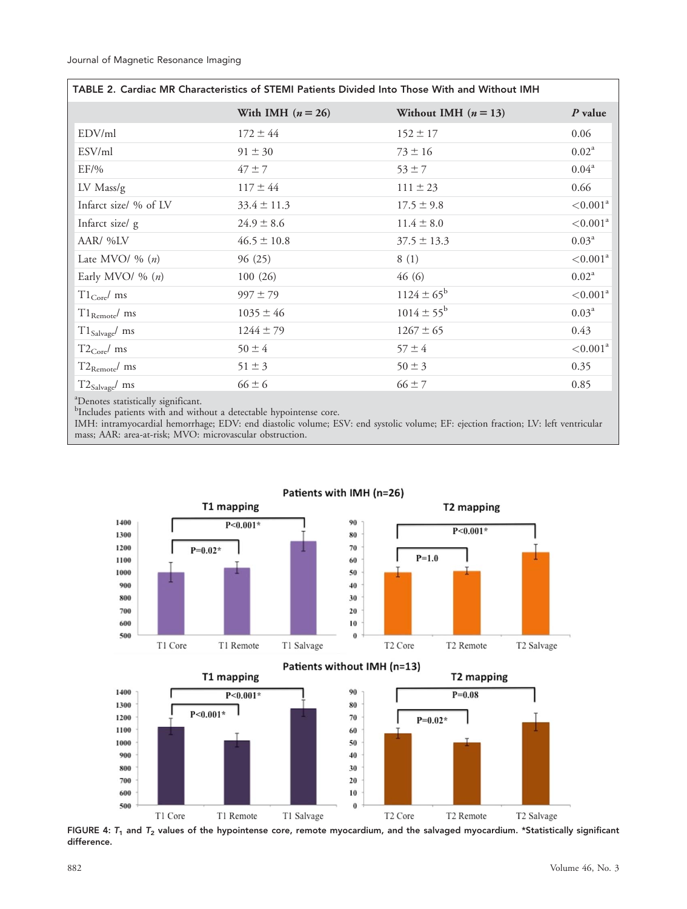TABLE 2. Cardiac MR Characteristics of STEMI Patients Divided Into Those With and Without IMH

| | With IMH ($n = 26$) | Without IMH ($n = 13$) | $P$ value |
|---|---|---|---|
| EDV/ml | 172 ± 44 | 152 ± 17 | 0.06 |
| ESV/ml | 91 ± 30 | 73 ± 16 | 0.02[a] |
| EF/% | 47 ± 7 | 53 ± 7 | 0.04[a] |
| LV Mass/g | 117 ± 44 | 111 ± 23 | 0.66 |
| Infarct size/ % of LV | 33.4 ± 11.3 | 17.5 ± 9.8 | <0.001[a] |
| Infarct size/ g | 24.9 ± 8.6 | 11.4 ± 8.0 | <0.001[a] |
| AAR/ %LV | 46.5 ± 10.8 | 37.5 ± 13.3 | 0.03[a] |
| Late MVO/ % ($n$) | 96 (25) | 8 (1) | <0.001[a] |
| Early MVO/ % ($n$) | 100 (26) | 46 (6) | 0.02[a] |
| $T1_{Core}$/ ms | 997 ± 79 | 1124 ± 65[b] | <0.001[a] |
| $T1_{Remote}$/ ms | 1035 ± 46 | 1014 ± 55[b] | 0.03[a] |
| $T1_{Salvage}$/ ms | 1244 ± 79 | 1267 ± 65 | 0.43 |
| $T2_{Core}$/ ms | 50 ± 4 | 57 ± 4 | <0.001[a] |
| $T2_{Remote}$/ ms | 51 ± 3 | 50 ± 3 | 0.35 |
| $T2_{Salvage}$/ ms | 66 ± 6 | 66 ± 7 | 0.85 |

[a]Denotes statistically significant.
[b]Includes patients with and without a detectable hypointense core.
IMH: intramyocardial hemorrhage; EDV: end diastolic volume; ESV: end systolic volume; EF: ejection fraction; LV: left ventricular mass; AAR: area-at-risk; MVO: microvascular obstruction.

FIGURE 4: $T_1$ and $T_2$ values of the hypointense core, remote myocardium, and the salvaged myocardium. *Statistically significant difference.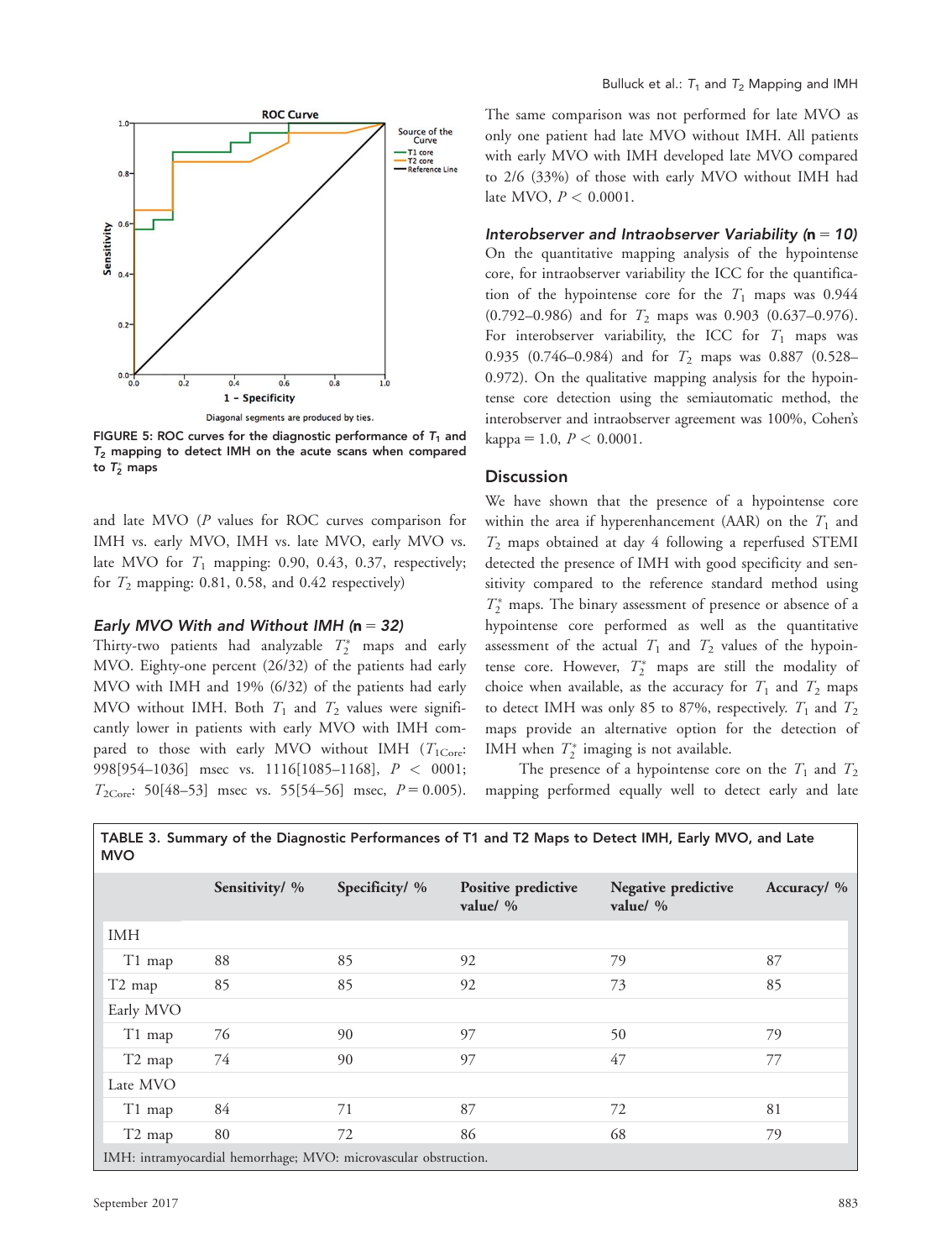FIGURE 5: ROC curves for the diagnostic performance of $T_1$ and $T_2$ mapping to detect IMH on the acute scans when compared to $T_2^*$ maps

and late MVO ($P$ values for ROC curves comparison for IMH vs. early MVO, IMH vs. late MVO, early MVO vs. late MVO for $T_1$ mapping: 0.90, 0.43, 0.37, respectively; for $T_2$ mapping: 0.81, 0.58, and 0.42 respectively)

### *Early MVO With and Without IMH* (n = 32)

Thirty-two patients had analyzable $T_2^*$ maps and early MVO. Eighty-one percent (26/32) of the patients had early MVO with IMH and 19% (6/32) of the patients had early MVO without IMH. Both $T_1$ and $T_2$ values were significantly lower in patients with early MVO with IMH compared to those with early MVO without IMH ($T_{1Core}$: 998[954–1036] msec vs. 1116[1085–1168], $P$ < 0001; $T_{2Core}$: 50[48–53] msec vs. 55[54–56] msec, $P = 0.005$). The same comparison was not performed for late MVO as only one patient had late MVO without IMH. All patients with early MVO with IMH developed late MVO compared to 2/6 (33%) of those with early MVO without IMH had late MVO, $P < 0.0001$.

### *Interobserver and Intraobserver Variability* (n = 10)

On the quantitative mapping analysis of the hypointense core, for intraobserver variability the ICC for the quantification of the hypointense core for the $T_1$ maps was 0.944 (0.792–0.986) and for $T_2$ maps was 0.903 (0.637–0.976). For interobserver variability, the ICC for $T_1$ maps was 0.935 (0.746–0.984) and for $T_2$ maps was 0.887 (0.528–0.972). On the qualitative mapping analysis for the hypointense core detection using the semiautomatic method, the interobserver and intraobserver agreement was 100%, Cohen's kappa = 1.0, $P < 0.0001$.

## Discussion

We have shown that the presence of a hypointense core within the area if hyperenhancement (AAR) on the $T_1$ and $T_2$ maps obtained at day 4 following a reperfused STEMI detected the presence of IMH with good specificity and sensitivity compared to the reference standard method using $T_2^*$ maps. The binary assessment of presence or absence of a hypointense core performed as well as the quantitative assessment of the actual $T_1$ and $T_2$ values of the hypointense core. However, $T_2^*$ maps are still the modality of choice when available, as the accuracy for $T_1$ and $T_2$ maps to detect IMH was only 85 to 87%, respectively. $T_1$ and $T_2$ maps provide an alternative option for the detection of IMH when $T_2^*$ imaging is not available.

The presence of a hypointense core on the $T_1$ and $T_2$ mapping performed equally well to detect early and late

TABLE 3. Summary of the Diagnostic Performances of T1 and T2 Maps to Detect IMH, Early MVO, and Late MVO

| | Sensitivity/ % | Specificity/ % | Positive predictive value/ % | Negative predictive value/ % | Accuracy/ % |
|---|---|---|---|---|---|
| IMH | | | | | |
| T1 map | 88 | 85 | 92 | 79 | 87 |
| T2 map | 85 | 85 | 92 | 73 | 85 |
| Early MVO | | | | | |
| T1 map | 76 | 90 | 97 | 50 | 79 |
| T2 map | 74 | 90 | 97 | 47 | 77 |
| Late MVO | | | | | |
| T1 map | 84 | 71 | 87 | 72 | 81 |
| T2 map | 80 | 72 | 86 | 68 | 79 |

IMH: intramyocardial hemorrhage; MVO: microvascular obstruction.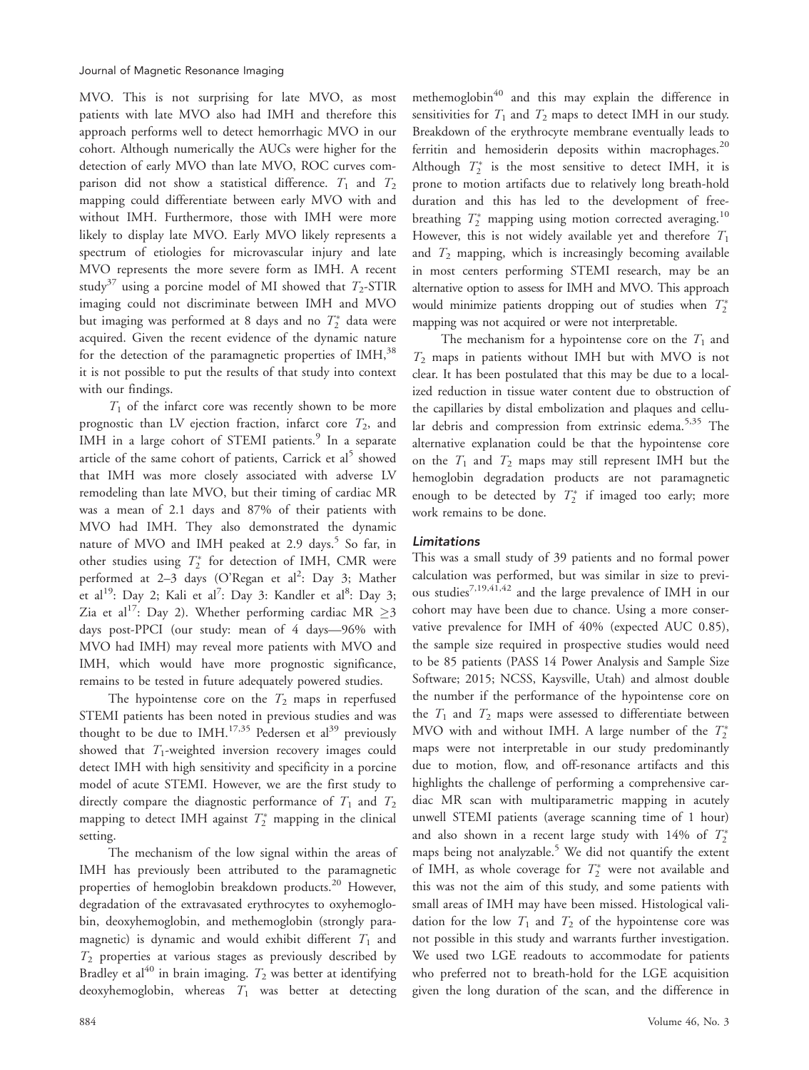MVO. This is not surprising for late MVO, as most patients with late MVO also had IMH and therefore this approach performs well to detect hemorrhagic MVO in our cohort. Although numerically the AUCs were higher for the detection of early MVO than late MVO, ROC curves comparison did not show a statistical difference. $T_1$ and $T_2$ mapping could differentiate between early MVO with and without IMH. Furthermore, those with IMH were more likely to display late MVO. Early MVO likely represents a spectrum of etiologies for microvascular injury and late MVO represents the more severe form as IMH. A recent study[37] using a porcine model of MI showed that $T_2$-STIR imaging could not discriminate between IMH and MVO but imaging was performed at 8 days and no $T_2^*$ data were acquired. Given the recent evidence of the dynamic nature for the detection of the paramagnetic properties of IMH,[38] it is not possible to put the results of that study into context with our findings.

$T_1$ of the infarct core was recently shown to be more prognostic than LV ejection fraction, infarct core $T_2$, and IMH in a large cohort of STEMI patients.[9] In a separate article of the same cohort of patients, Carrick et al[5] showed that IMH was more closely associated with adverse LV remodeling than late MVO, but their timing of cardiac MR was a mean of 2.1 days and 87% of their patients with MVO had IMH. They also demonstrated the dynamic nature of MVO and IMH peaked at 2.9 days.[5] So far, in other studies using $T_2^*$ for detection of IMH, CMR were performed at 2–3 days (O'Regan et al[2]: Day 3; Mather et al[19]: Day 2; Kali et al[7]: Day 3: Kandler et al[8]: Day 3; Zia et al[17]: Day 2). Whether performing cardiac MR $\geq$3 days post-PPCI (our study: mean of 4 days—96% with MVO had IMH) may reveal more patients with MVO and IMH, which would have more prognostic significance, remains to be tested in future adequately powered studies.

The hypointense core on the $T_2$ maps in reperfused STEMI patients has been noted in previous studies and was thought to be due to IMH.[17,35] Pedersen et al[39] previously showed that $T_1$-weighted inversion recovery images could detect IMH with high sensitivity and specificity in a porcine model of acute STEMI. However, we are the first study to directly compare the diagnostic performance of $T_1$ and $T_2$ mapping to detect IMH against $T_2^*$ mapping in the clinical setting.

The mechanism of the low signal within the areas of IMH has previously been attributed to the paramagnetic properties of hemoglobin breakdown products.[20] However, degradation of the extravasated erythrocytes to oxyhemoglobin, deoxyhemoglobin, and methemoglobin (strongly paramagnetic) is dynamic and would exhibit different $T_1$ and $T_2$ properties at various stages as previously described by Bradley et al[40] in brain imaging. $T_2$ was better at identifying deoxyhemoglobin, whereas $T_1$ was better at detecting methemoglobin[40] and this may explain the difference in sensitivities for $T_1$ and $T_2$ maps to detect IMH in our study. Breakdown of the erythrocyte membrane eventually leads to ferritin and hemosiderin deposits within macrophages.[20] Although $T_2^*$ is the most sensitive to detect IMH, it is prone to motion artifacts due to relatively long breath-hold duration and this has led to the development of free-breathing $T_2^*$ mapping using motion corrected averaging.[10] However, this is not widely available yet and therefore $T_1$ and $T_2$ mapping, which is increasingly becoming available in most centers performing STEMI research, may be an alternative option to assess for IMH and MVO. This approach would minimize patients dropping out of studies when $T_2^*$ mapping was not acquired or were not interpretable.

The mechanism for a hypointense core on the $T_1$ and $T_2$ maps in patients without IMH but with MVO is not clear. It has been postulated that this may be due to a localized reduction in tissue water content due to obstruction of the capillaries by distal embolization and plaques and cellular debris and compression from extrinsic edema.[5,35] The alternative explanation could be that the hypointense core on the $T_1$ and $T_2$ maps may still represent IMH but the hemoglobin degradation products are not paramagnetic enough to be detected by $T_2^*$ if imaged too early; more work remains to be done.

### Limitations

This was a small study of 39 patients and no formal power calculation was performed, but was similar in size to previous studies[7,19,41,42] and the large prevalence of IMH in our cohort may have been due to chance. Using a more conservative prevalence for IMH of 40% (expected AUC 0.85), the sample size required in prospective studies would need to be 85 patients (PASS 14 Power Analysis and Sample Size Software; 2015; NCSS, Kaysville, Utah) and almost double the number if the performance of the hypointense core on the $T_1$ and $T_2$ maps were assessed to differentiate between MVO with and without IMH. A large number of the $T_2^*$ maps were not interpretable in our study predominantly due to motion, flow, and off-resonance artifacts and this highlights the challenge of performing a comprehensive cardiac MR scan with multiparametric mapping in acutely unwell STEMI patients (average scanning time of 1 hour) and also shown in a recent large study with 14% of $T_2^*$ maps being not analyzable.[5] We did not quantify the extent of IMH, as whole coverage for $T_2^*$ were not available and this was not the aim of this study, and some patients with small areas of IMH may have been missed. Histological validation for the low $T_1$ and $T_2$ of the hypointense core was not possible in this study and warrants further investigation. We used two LGE readouts to accommodate for patients who preferred not to breath-hold for the LGE acquisition given the long duration of the scan, and the difference in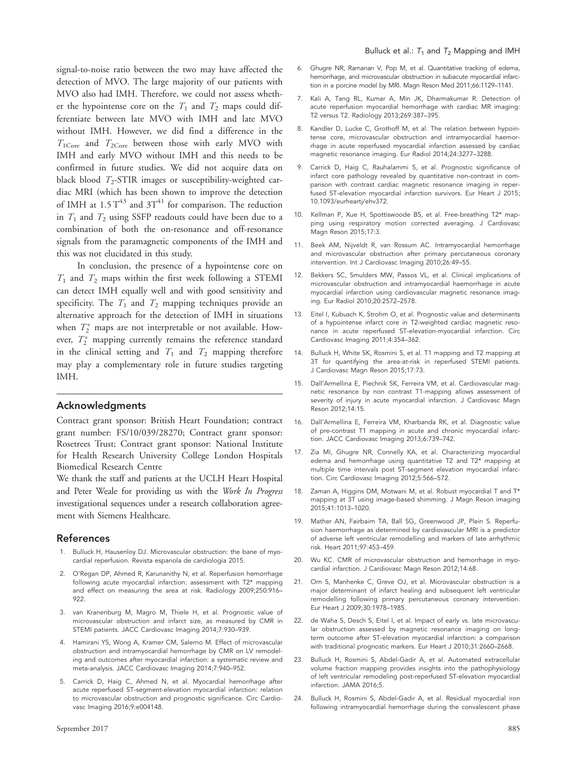signal-to-noise ratio between the two may have affected the detection of MVO. The large majority of our patients with MVO also had IMH. Therefore, we could not assess whether the hypointense core on the $T_1$ and $T_2$ maps could differentiate between late MVO with IMH and late MVO without IMH. However, we did find a difference in the $T_{1\text{Core}}$ and $T_{2\text{Core}}$ between those with early MVO with IMH and early MVO without IMH and this needs to be confirmed in future studies. We did not acquire data on black blood $T_2$-STIR images or susceptibility-weighted cardiac MRI (which has been shown to improve the detection of IMH at 1.5 T[43] and 3T[41] for comparison. The reduction in $T_1$ and $T_2$ using SSFP readouts could have been due to a combination of both the on-resonance and off-resonance signals from the paramagnetic components of the IMH and this was not elucidated in this study.

In conclusion, the presence of a hypointense core on $T_1$ and $T_2$ maps within the first week following a STEMI can detect IMH equally well and with good sensitivity and specificity. The $T_1$ and $T_2$ mapping techniques provide an alternative approach for the detection of IMH in situations when $T_2^*$ maps are not interpretable or not available. However, $T_2^*$ mapping currently remains the reference standard in the clinical setting and $T_1$ and $T_2$ mapping therefore may play a complementary role in future studies targeting IMH.

## Acknowledgments

Contract grant sponsor: British Heart Foundation; contract grant number: FS/10/039/28270; Contract grant sponsor: Rosetrees Trust; Contract grant sponsor: National Institute for Health Research University College London Hospitals Biomedical Research Centre

We thank the staff and patients at the UCLH Heart Hospital and Peter Weale for providing us with the *Work In Progress* investigational sequences under a research collaboration agreement with Siemens Healthcare.

## References

1. Bulluck H, Hausenloy DJ. Microvascular obstruction: the bane of myocardial reperfusion. Revista espanola de cardiologia 2015.
2. O'Regan DP, Ahmed R, Karunanithy N, et al. Reperfusion hemorrhage following acute myocardial infarction: assessment with T2* mapping and effect on measuring the area at risk. Radiology 2009;250:916–922.
3. van Kranenburg M, Magro M, Thiele H, et al. Prognostic value of microvascular obstruction and infarct size, as measured by CMR in STEMI patients. JACC Cardiovasc Imaging 2014;7:930–939.
4. Hamirani YS, Wong A, Kramer CM, Salerno M. Effect of microvascular obstruction and intramyocardial hemorrhage by CMR on LV remodeling and outcomes after myocardial infarction: a systematic review and meta-analysis. JACC Cardiovasc Imaging 2014;7:940–952.
5. Carrick D, Haig C, Ahmed N, et al. Myocardial hemorrhage after acute reperfused ST-segment-elevation myocardial infarction: relation to microvascular obstruction and prognostic significance. Circ Cardiovasc Imaging 2016;9:e004148.
6. Ghugre NR, Ramanan V, Pop M, et al. Quantitative tracking of edema, hemorrhage, and microvascular obstruction in subacute myocardial infarction in a porcine model by MRI. Magn Reson Med 2011;66:1129–1141.
7. Kali A, Tang RL, Kumar A, Min JK, Dharmakumar R. Detection of acute reperfusion myocardial hemorrhage with cardiac MR imaging: T2 versus T2. Radiology 2013;269:387–395.
8. Kandler D, Lucke C, Grothoff M, et al. The relation between hypointense core, microvascular obstruction and intramyocardial haemorrhage in acute reperfused myocardial infarction assessed by cardiac magnetic resonance imaging. Eur Radiol 2014;24:3277–3288.
9. Carrick D, Haig C, Rauhalammi S, et al. Prognostic significance of infarct core pathology revealed by quantitative non-contrast in comparison with contrast cardiac magnetic resonance imaging in reperfused ST-elevation myocardial infarction survivors. Eur Heart J 2015; 10.1093/eurheartj/ehv372.
10. Kellman P, Xue H, Spottiswoode BS, et al. Free-breathing T2* mapping using respiratory motion corrected averaging. J Cardiovasc Magn Reson 2015;17:3.
11. Beek AM, Nijveldt R, van Rossum AC. Intramyocardial hemorrhage and microvascular obstruction after primary percutaneous coronary intervention. Int J Cardiovasc Imaging 2010;26:49–55.
12. Bekkers SC, Smulders MW, Passos VL, et al. Clinical implications of microvascular obstruction and intramyocardial haemorrhage in acute myocardial infarction using cardiovascular magnetic resonance imaging. Eur Radiol 2010;20:2572–2578.
13. Eitel I, Kubusch K, Strohm O, et al. Prognostic value and determinants of a hypointense infarct core in T2-weighted cardiac magnetic resonance in acute reperfused ST-elevation-myocardial infarction. Circ Cardiovasc Imaging 2011;4:354–362.
14. Bulluck H, White SK, Rosmini S, et al. T1 mapping and T2 mapping at 3T for quantifying the area-at-risk in reperfused STEMI patients. J Cardiovasc Magn Reson 2015;17:73.
15. Dall'Armellina E, Piechnik SK, Ferreira VM, et al. Cardiovascular magnetic resonance by non contrast T1-mapping allows assessment of severity of injury in acute myocardial infarction. J Cardiovasc Magn Reson 2012;14:15.
16. Dall'Armellina E, Ferreira VM, Kharbanda RK, et al. Diagnostic value of pre-contrast T1 mapping in acute and chronic myocardial infarction. JACC Cardiovasc Imaging 2013;6:739–742.
17. Zia MI, Ghugre NR, Connelly KA, et al. Characterizing myocardial edema and hemorrhage using quantitative T2 and T2* mapping at multiple time intervals post ST-segment elevation myocardial infarction. Circ Cardiovasc Imaging 2012;5:566–572.
18. Zaman A, Higgins DM, Motwani M, et al. Robust myocardial T and T* mapping at 3T using image-based shimming. J Magn Reson imaging 2015;41:1013–1020.
19. Mather AN, Fairbairn TA, Ball SG, Greenwood JP, Plein S. Reperfusion haemorrhage as determined by cardiovascular MRI is a predictor of adverse left ventricular remodelling and markers of late arrhythmic risk. Heart 2011;97:453–459.
20. Wu KC. CMR of microvascular obstruction and hemorrhage in myocardial infarction. J Cardiovasc Magn Reson 2012;14:68.
21. Orn S, Manhenke C, Greve OJ, et al. Microvascular obstruction is a major determinant of infarct healing and subsequent left ventricular remodelling following primary percutaneous coronary intervention. Eur Heart J 2009;30:1978–1985.
22. de Waha S, Desch S, Eitel I, et al. Impact of early vs. late microvascular obstruction assessed by magnetic resonance imaging on long-term outcome after ST-elevation myocardial infarction: a comparison with traditional prognostic markers. Eur Heart J 2010;31:2660–2668.
23. Bulluck H, Rosmini S, Abdel-Gadir A, et al. Automated extracellular volume fraction mapping provides insights into the pathophysiology of left ventricular remodeling post-reperfused ST-elevation myocardial infarction. JAMA 2016;5.
24. Bulluck H, Rosmini S, Abdel-Gadir A, et al. Residual myocardial iron following intramyocardial hemorrhage during the convalescent phase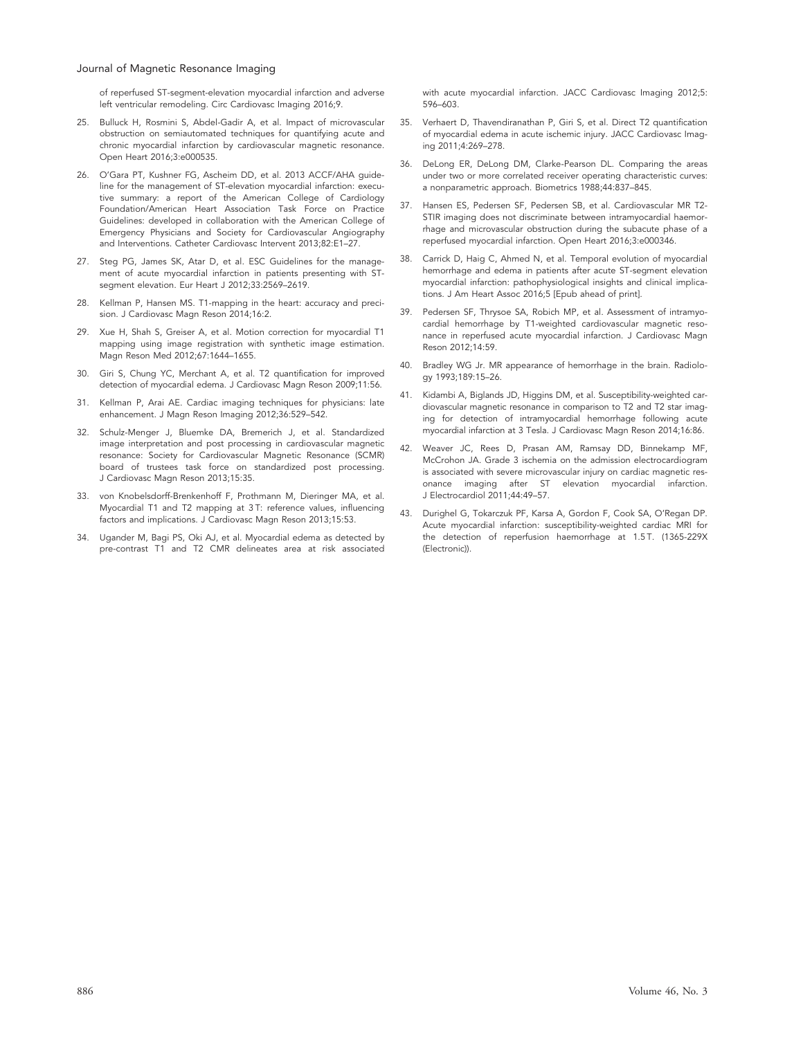of reperfused ST-segment-elevation myocardial infarction and adverse left ventricular remodeling. Circ Cardiovasc Imaging 2016;9.

25. Bulluck H, Rosmini S, Abdel-Gadir A, et al. Impact of microvascular obstruction on semiautomated techniques for quantifying acute and chronic myocardial infarction by cardiovascular magnetic resonance. Open Heart 2016;3:e000535.
26. O'Gara PT, Kushner FG, Ascheim DD, et al. 2013 ACCF/AHA guideline for the management of ST-elevation myocardial infarction: executive summary: a report of the American College of Cardiology Foundation/American Heart Association Task Force on Practice Guidelines: developed in collaboration with the American College of Emergency Physicians and Society for Cardiovascular Angiography and Interventions. Catheter Cardiovasc Intervent 2013;82:E1–27.
27. Steg PG, James SK, Atar D, et al. ESC Guidelines for the management of acute myocardial infarction in patients presenting with ST-segment elevation. Eur Heart J 2012;33:2569–2619.
28. Kellman P, Hansen MS. T1-mapping in the heart: accuracy and precision. J Cardiovasc Magn Reson 2014;16:2.
29. Xue H, Shah S, Greiser A, et al. Motion correction for myocardial T1 mapping using image registration with synthetic image estimation. Magn Reson Med 2012;67:1644–1655.
30. Giri S, Chung YC, Merchant A, et al. T2 quantification for improved detection of myocardial edema. J Cardiovasc Magn Reson 2009;11:56.
31. Kellman P, Arai AE. Cardiac imaging techniques for physicians: late enhancement. J Magn Reson Imaging 2012;36:529–542.
32. Schulz-Menger J, Bluemke DA, Bremerich J, et al. Standardized image interpretation and post processing in cardiovascular magnetic resonance: Society for Cardiovascular Magnetic Resonance (SCMR) board of trustees task force on standardized post processing. J Cardiovasc Magn Reson 2013;15:35.
33. von Knobelsdorff-Brenkenhoff F, Prothmann M, Dieringer MA, et al. Myocardial T1 and T2 mapping at 3 T: reference values, influencing factors and implications. J Cardiovasc Magn Reson 2013;15:53.
34. Ugander M, Bagi PS, Oki AJ, et al. Myocardial edema as detected by pre-contrast T1 and T2 CMR delineates area at risk associated with acute myocardial infarction. JACC Cardiovasc Imaging 2012;5: 596–603.
35. Verhaert D, Thavendiranathan P, Giri S, et al. Direct T2 quantification of myocardial edema in acute ischemic injury. JACC Cardiovasc Imaging 2011;4:269–278.
36. DeLong ER, DeLong DM, Clarke-Pearson DL. Comparing the areas under two or more correlated receiver operating characteristic curves: a nonparametric approach. Biometrics 1988;44:837–845.
37. Hansen ES, Pedersen SF, Pedersen SB, et al. Cardiovascular MR T2-STIR imaging does not discriminate between intramyocardial haemorrhage and microvascular obstruction during the subacute phase of a reperfused myocardial infarction. Open Heart 2016;3:e000346.
38. Carrick D, Haig C, Ahmed N, et al. Temporal evolution of myocardial hemorrhage and edema in patients after acute ST-segment elevation myocardial infarction: pathophysiological insights and clinical implications. J Am Heart Assoc 2016;5 [Epub ahead of print].
39. Pedersen SF, Thrysoe SA, Robich MP, et al. Assessment of intramyocardial hemorrhage by T1-weighted cardiovascular magnetic resonance in reperfused acute myocardial infarction. J Cardiovasc Magn Reson 2012;14:59.
40. Bradley WG Jr. MR appearance of hemorrhage in the brain. Radiology 1993;189:15–26.
41. Kidambi A, Biglands JD, Higgins DM, et al. Susceptibility-weighted cardiovascular magnetic resonance in comparison to T2 and T2 star imaging for detection of intramyocardial hemorrhage following acute myocardial infarction at 3 Tesla. J Cardiovasc Magn Reson 2014;16:86.
42. Weaver JC, Rees D, Prasan AM, Ramsay DD, Binnekamp MF, McCrohon JA. Grade 3 ischemia on the admission electrocardiogram is associated with severe microvascular injury on cardiac magnetic resonance imaging after ST elevation myocardial infarction. J Electrocardiol 2011;44:49–57.
43. Durighel G, Tokarczuk PF, Karsa A, Gordon F, Cook SA, O'Regan DP. Acute myocardial infarction: susceptibility-weighted cardiac MRI for the detection of reperfusion haemorrhage at 1.5 T. (1365-229X (Electronic)).